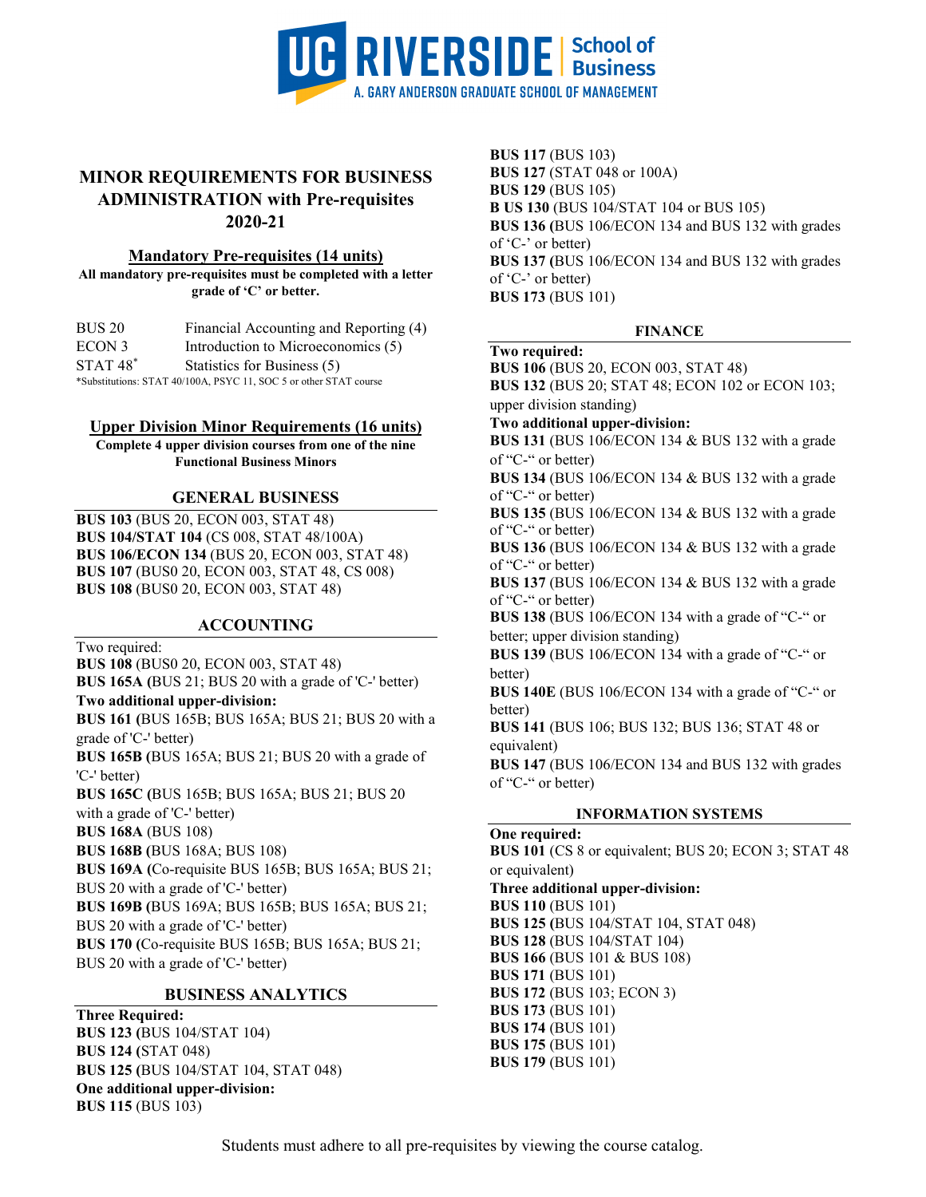# MINOR REQUIREMENTS FOR BUSINESS ADMINISTRATION with Pre-requisites 2020-21

## Mandatory Pre-requisites (14 units)

**All mandatory pre-requisites must be completed with a letter grade of 'C' or better.**

| | |
|---|---|
| BUS 20 | Financial Accounting and Reporting (4) |
| ECON 3 | Introduction to Microeconomics (5) |
| STAT 48* | Statistics for Business (5) |

*Substitutions: STAT 40/100A, PSYC 11, SOC 5 or other STAT course

## Upper Division Minor Requirements (16 units)

**Complete 4 upper division courses from one of the nine Functional Business Minors**

### GENERAL BUSINESS

**BUS 103** (BUS 20, ECON 003, STAT 48)
**BUS 104/STAT 104** (CS 008, STAT 48/100A)
**BUS 106/ECON 134** (BUS 20, ECON 003, STAT 48)
**BUS 107** (BUS0 20, ECON 003, STAT 48, CS 008)
**BUS 108** (BUS0 20, ECON 003, STAT 48)

### ACCOUNTING

Two required:
**BUS 108** (BUS0 20, ECON 003, STAT 48)
**BUS 165A (**BUS 21; BUS 20 with a grade of 'C-' better)
**Two additional upper-division:**
**BUS 161 (**BUS 165B; BUS 165A; BUS 21; BUS 20 with a grade of 'C-' better)
**BUS 165B (**BUS 165A; BUS 21; BUS 20 with a grade of 'C-' better)
**BUS 165C (**BUS 165B; BUS 165A; BUS 21; BUS 20 with a grade of 'C-' better)
**BUS 168A** (BUS 108)
**BUS 168B (**BUS 168A; BUS 108)
**BUS 169A (**Co-requisite BUS 165B; BUS 165A; BUS 21; BUS 20 with a grade of 'C-' better)
**BUS 169B (**BUS 169A; BUS 165B; BUS 165A; BUS 21; BUS 20 with a grade of 'C-' better)
**BUS 170 (**Co-requisite BUS 165B; BUS 165A; BUS 21; BUS 20 with a grade of 'C-' better)

### BUSINESS ANALYTICS

**Three Required:**
**BUS 123 (**BUS 104/STAT 104)
**BUS 124 (**STAT 048)
**BUS 125 (**BUS 104/STAT 104, STAT 048)
**One additional upper-division:**
**BUS 115** (BUS 103)
**BUS 117** (BUS 103)
**BUS 127** (STAT 048 or 100A)
**BUS 129** (BUS 105)
**B US 130** (BUS 104/STAT 104 or BUS 105)
**BUS 136 (**BUS 106/ECON 134 and BUS 132 with grades of 'C-' or better)
**BUS 137 (**BUS 106/ECON 134 and BUS 132 with grades of 'C-' or better)
**BUS 173** (BUS 101)

### FINANCE

**Two required:**
**BUS 106** (BUS 20, ECON 003, STAT 48)
**BUS 132** (BUS 20; STAT 48; ECON 102 or ECON 103; upper division standing)
**Two additional upper-division:**
**BUS 131** (BUS 106/ECON 134 & BUS 132 with a grade of "C-" or better)
**BUS 134** (BUS 106/ECON 134 & BUS 132 with a grade of "C-" or better)
**BUS 135** (BUS 106/ECON 134 & BUS 132 with a grade of "C-" or better)
**BUS 136** (BUS 106/ECON 134 & BUS 132 with a grade of "C-" or better)
**BUS 137** (BUS 106/ECON 134 & BUS 132 with a grade of "C-" or better)
**BUS 138** (BUS 106/ECON 134 with a grade of "C-" or better; upper division standing)
**BUS 139** (BUS 106/ECON 134 with a grade of "C-" or better)
**BUS 140E** (BUS 106/ECON 134 with a grade of "C-" or better)
**BUS 141** (BUS 106; BUS 132; BUS 136; STAT 48 or equivalent)
**BUS 147** (BUS 106/ECON 134 and BUS 132 with grades of "C-" or better)

### INFORMATION SYSTEMS

**One required:**
**BUS 101** (CS 8 or equivalent; BUS 20; ECON 3; STAT 48 or equivalent)
**Three additional upper-division:**
**BUS 110** (BUS 101)
**BUS 125 (**BUS 104/STAT 104, STAT 048)
**BUS 128** (BUS 104/STAT 104)
**BUS 166** (BUS 101 & BUS 108)
**BUS 171** (BUS 101)
**BUS 172** (BUS 103; ECON 3)
**BUS 173** (BUS 101)
**BUS 174** (BUS 101)
**BUS 175** (BUS 101)
**BUS 179** (BUS 101)

Students must adhere to all pre-requisites by viewing the course catalog.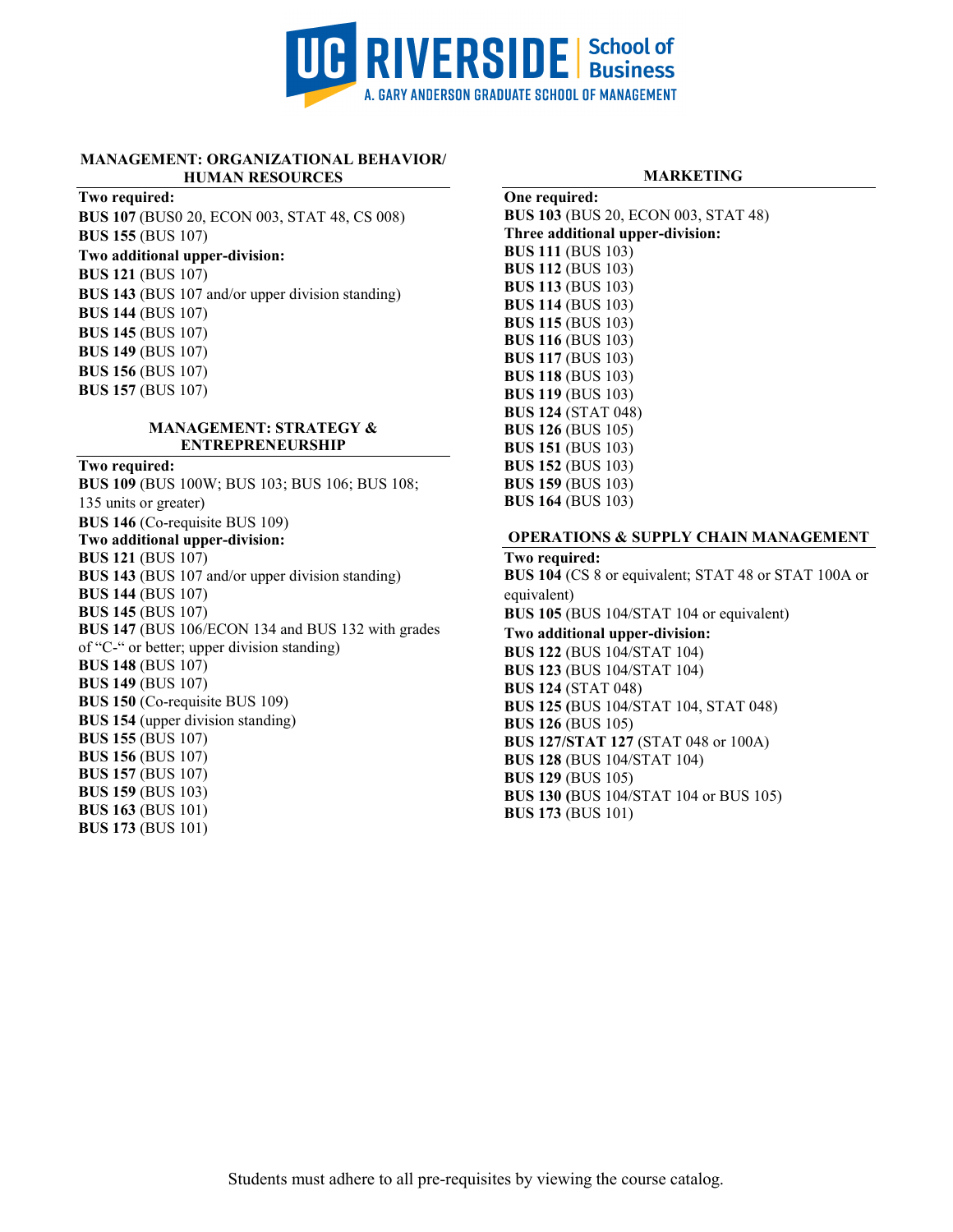UC RIVERSIDE | School of Business
A. GARY ANDERSON GRADUATE SCHOOL OF MANAGEMENT

## MANAGEMENT: ORGANIZATIONAL BEHAVIOR/ HUMAN RESOURCES

**Two required:**

**BUS 107** (BUS0 20, ECON 003, STAT 48, CS 008)
**BUS 155** (BUS 107)

**Two additional upper-division:**

**BUS 121** (BUS 107)
**BUS 143** (BUS 107 and/or upper division standing)
**BUS 144** (BUS 107)
**BUS 145** (BUS 107)
**BUS 149** (BUS 107)
**BUS 156** (BUS 107)
**BUS 157** (BUS 107)

## MANAGEMENT: STRATEGY & ENTREPRENEURSHIP

**Two required:**

**BUS 109** (BUS 100W; BUS 103; BUS 106; BUS 108; 135 units or greater)
**BUS 146** (Co-requisite BUS 109)

**Two additional upper-division:**

**BUS 121** (BUS 107)
**BUS 143** (BUS 107 and/or upper division standing)
**BUS 144** (BUS 107)
**BUS 145** (BUS 107)
**BUS 147** (BUS 106/ECON 134 and BUS 132 with grades of "C-" or better; upper division standing)
**BUS 148** (BUS 107)
**BUS 149** (BUS 107)
**BUS 150** (Co-requisite BUS 109)
**BUS 154** (upper division standing)
**BUS 155** (BUS 107)
**BUS 156** (BUS 107)
**BUS 157** (BUS 107)
**BUS 159** (BUS 103)
**BUS 163** (BUS 101)
**BUS 173** (BUS 101)

## MARKETING

**One required:**

**BUS 103** (BUS 20, ECON 003, STAT 48)

**Three additional upper-division:**

**BUS 111** (BUS 103)
**BUS 112** (BUS 103)
**BUS 113** (BUS 103)
**BUS 114** (BUS 103)
**BUS 115** (BUS 103)
**BUS 116** (BUS 103)
**BUS 117** (BUS 103)
**BUS 118** (BUS 103)
**BUS 119** (BUS 103)
**BUS 124** (STAT 048)
**BUS 126** (BUS 105)
**BUS 151** (BUS 103)
**BUS 152** (BUS 103)
**BUS 159** (BUS 103)
**BUS 164** (BUS 103)

## OPERATIONS & SUPPLY CHAIN MANAGEMENT

**Two required:**

**BUS 104** (CS 8 or equivalent; STAT 48 or STAT 100A or equivalent)
**BUS 105** (BUS 104/STAT 104 or equivalent)

**Two additional upper-division:**

**BUS 122** (BUS 104/STAT 104)
**BUS 123** (BUS 104/STAT 104)
**BUS 124** (STAT 048)
**BUS 125** (BUS 104/STAT 104, STAT 048)
**BUS 126** (BUS 105)
**BUS 127/STAT 127** (STAT 048 or 100A)
**BUS 128** (BUS 104/STAT 104)
**BUS 129** (BUS 105)
**BUS 130** (BUS 104/STAT 104 or BUS 105)
**BUS 173** (BUS 101)

Students must adhere to all pre-requisites by viewing the course catalog.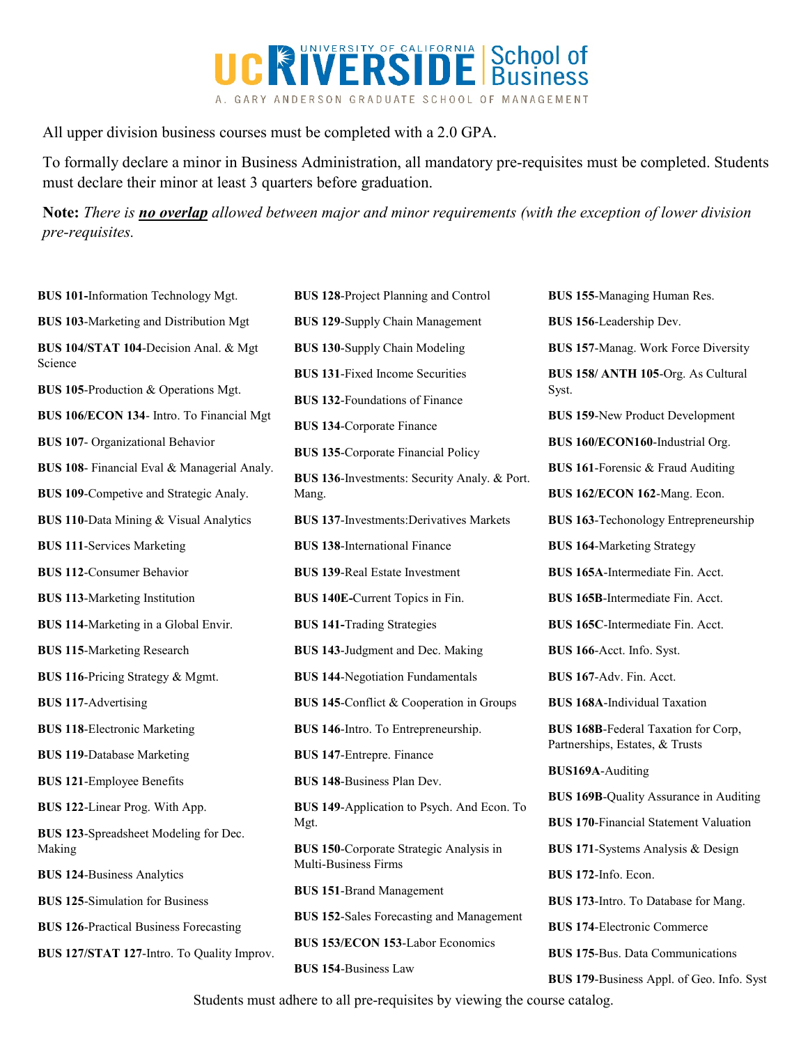UC RIVERSIDE | School of Business

A. GARY ANDERSON GRADUATE SCHOOL OF MANAGEMENT

All upper division business courses must be completed with a 2.0 GPA.

To formally declare a minor in Business Administration, all mandatory pre-requisites must be completed. Students must declare their minor at least 3 quarters before graduation.

**Note:** *There is* ***no overlap*** *allowed between major and minor requirements (with the exception of lower division pre-requisites.*

**BUS 101-**Information Technology Mgt.

**BUS 103**-Marketing and Distribution Mgt

**BUS 104/STAT 104**-Decision Anal. & Mgt Science

**BUS 105**-Production & Operations Mgt.

**BUS 106/ECON 134**- Intro. To Financial Mgt

**BUS 107**- Organizational Behavior

**BUS 108**- Financial Eval & Managerial Analy.

**BUS 109**-Competive and Strategic Analy.

**BUS 110**-Data Mining & Visual Analytics

**BUS 111**-Services Marketing

**BUS 112**-Consumer Behavior

**BUS 113**-Marketing Institution

**BUS 114**-Marketing in a Global Envir.

**BUS 115**-Marketing Research

**BUS 116**-Pricing Strategy & Mgmt.

**BUS 117**-Advertising

**BUS 118**-Electronic Marketing

**BUS 119**-Database Marketing

**BUS 121**-Employee Benefits

**BUS 122**-Linear Prog. With App.

**BUS 123**-Spreadsheet Modeling for Dec. Making

**BUS 124**-Business Analytics

**BUS 125**-Simulation for Business

**BUS 126**-Practical Business Forecasting

**BUS 127/STAT 127**-Intro. To Quality Improv.

**BUS 128**-Project Planning and Control

**BUS 129**-Supply Chain Management

**BUS 130**-Supply Chain Modeling

**BUS 131**-Fixed Income Securities

**BUS 132**-Foundations of Finance

**BUS 134**-Corporate Finance

**BUS 135**-Corporate Financial Policy

**BUS 136**-Investments: Security Analy. & Port. Mang.

**BUS 137**-Investments:Derivatives Markets

**BUS 138**-International Finance

**BUS 139**-Real Estate Investment

**BUS 140E-**Current Topics in Fin.

**BUS 141**-Trading Strategies

**BUS 143**-Judgment and Dec. Making

**BUS 144**-Negotiation Fundamentals

**BUS 145**-Conflict & Cooperation in Groups

**BUS 146**-Intro. To Entrepreneurship.

**BUS 147**-Entrepre. Finance

**BUS 148**-Business Plan Dev.

**BUS 149**-Application to Psych. And Econ. To Mgt.

**BUS 150**-Corporate Strategic Analysis in Multi-Business Firms

**BUS 151**-Brand Management

**BUS 152**-Sales Forecasting and Management

**BUS 153/ECON 153**-Labor Economics

**BUS 154**-Business Law

**BUS 155**-Managing Human Res.

**BUS 156**-Leadership Dev.

**BUS 157**-Manag. Work Force Diversity

**BUS 158/ ANTH 105**-Org. As Cultural Syst.

**BUS 159**-New Product Development

**BUS 160/ECON160**-Industrial Org.

**BUS 161**-Forensic & Fraud Auditing

**BUS 162/ECON 162**-Mang. Econ.

**BUS 163**-Techonology Entrepreneurship

**BUS 164**-Marketing Strategy

**BUS 165A**-Intermediate Fin. Acct.

**BUS 165B**-Intermediate Fin. Acct.

**BUS 165C**-Intermediate Fin. Acct.

**BUS 166**-Acct. Info. Syst.

**BUS 167**-Adv. Fin. Acct.

**BUS 168A**-Individual Taxation

**BUS 168B**-Federal Taxation for Corp, Partnerships, Estates, & Trusts

**BUS169A**-Auditing

**BUS 169B**-Quality Assurance in Auditing

**BUS 170**-Financial Statement Valuation

**BUS 171**-Systems Analysis & Design

**BUS 172**-Info. Econ.

**BUS 173**-Intro. To Database for Mang.

**BUS 174**-Electronic Commerce

**BUS 175**-Bus. Data Communications

**BUS 179**-Business Appl. of Geo. Info. Syst

Students must adhere to all pre-requisites by viewing the course catalog.